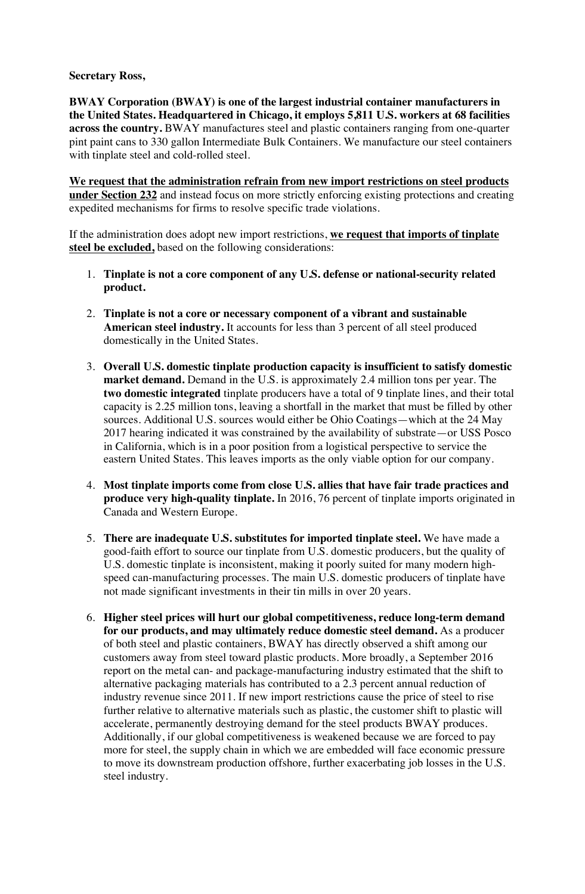**Secretary Ross,**

**BWAY Corporation (BWAY) is one of the largest industrial container manufacturers in the United States. Headquartered in Chicago, it employs 5,811 U.S. workers at 68 facilities across the country.** BWAY manufactures steel and plastic containers ranging from one-quarter pint paint cans to 330 gallon Intermediate Bulk Containers. We manufacture our steel containers with tinplate steel and cold-rolled steel.

**We request that the administration refrain from new import restrictions on steel products under Section 232** and instead focus on more strictly enforcing existing protections and creating expedited mechanisms for firms to resolve specific trade violations.

If the administration does adopt new import restrictions, **we request that imports of tinplate steel be excluded,** based on the following considerations:

1. **Tinplate is not a core component of any U.S. defense or national-security related product.**

2. **Tinplate is not a core or necessary component of a vibrant and sustainable American steel industry.** It accounts for less than 3 percent of all steel produced domestically in the United States.

3. **Overall U.S. domestic tinplate production capacity is insufficient to satisfy domestic market demand.** Demand in the U.S. is approximately 2.4 million tons per year. The **two domestic integrated** tinplate producers have a total of 9 tinplate lines, and their total capacity is 2.25 million tons, leaving a shortfall in the market that must be filled by other sources. Additional U.S. sources would either be Ohio Coatings—which at the 24 May 2017 hearing indicated it was constrained by the availability of substrate—or USS Posco in California, which is in a poor position from a logistical perspective to service the eastern United States. This leaves imports as the only viable option for our company.

4. **Most tinplate imports come from close U.S. allies that have fair trade practices and produce very high-quality tinplate.** In 2016, 76 percent of tinplate imports originated in Canada and Western Europe.

5. **There are inadequate U.S. substitutes for imported tinplate steel.** We have made a good-faith effort to source our tinplate from U.S. domestic producers, but the quality of U.S. domestic tinplate is inconsistent, making it poorly suited for many modern high-speed can-manufacturing processes. The main U.S. domestic producers of tinplate have not made significant investments in their tin mills in over 20 years.

6. **Higher steel prices will hurt our global competitiveness, reduce long-term demand for our products, and may ultimately reduce domestic steel demand.** As a producer of both steel and plastic containers, BWAY has directly observed a shift among our customers away from steel toward plastic products. More broadly, a September 2016 report on the metal can- and package-manufacturing industry estimated that the shift to alternative packaging materials has contributed to a 2.3 percent annual reduction of industry revenue since 2011. If new import restrictions cause the price of steel to rise further relative to alternative materials such as plastic, the customer shift to plastic will accelerate, permanently destroying demand for the steel products BWAY produces. Additionally, if our global competitiveness is weakened because we are forced to pay more for steel, the supply chain in which we are embedded will face economic pressure to move its downstream production offshore, further exacerbating job losses in the U.S. steel industry.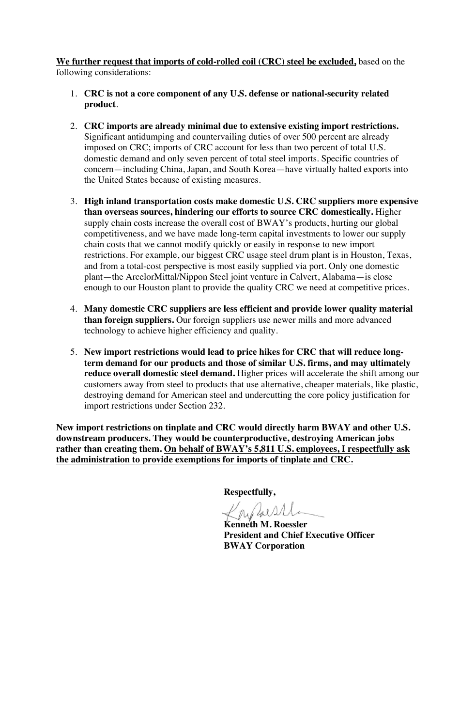**We further request that imports of cold-rolled coil (CRC) steel be excluded,** based on the following considerations:

1. **CRC is not a core component of any U.S. defense or national-security related product**.

2. **CRC imports are already minimal due to extensive existing import restrictions.** Significant antidumping and countervailing duties of over 500 percent are already imposed on CRC; imports of CRC account for less than two percent of total U.S. domestic demand and only seven percent of total steel imports. Specific countries of concern—including China, Japan, and South Korea—have virtually halted exports into the United States because of existing measures.

3. **High inland transportation costs make domestic U.S. CRC suppliers more expensive than overseas sources, hindering our efforts to source CRC domestically.** Higher supply chain costs increase the overall cost of BWAY's products, hurting our global competitiveness, and we have made long-term capital investments to lower our supply chain costs that we cannot modify quickly or easily in response to new import restrictions. For example, our biggest CRC usage steel drum plant is in Houston, Texas, and from a total-cost perspective is most easily supplied via port. Only one domestic plant—the ArcelorMittal/Nippon Steel joint venture in Calvert, Alabama—is close enough to our Houston plant to provide the quality CRC we need at competitive prices.

4. **Many domestic CRC suppliers are less efficient and provide lower quality material than foreign suppliers.** Our foreign suppliers use newer mills and more advanced technology to achieve higher efficiency and quality.

5. **New import restrictions would lead to price hikes for CRC that will reduce long-term demand for our products and those of similar U.S. firms, and may ultimately reduce overall domestic steel demand.** Higher prices will accelerate the shift among our customers away from steel to products that use alternative, cheaper materials, like plastic, destroying demand for American steel and undercutting the core policy justification for import restrictions under Section 232.

**New import restrictions on tinplate and CRC would directly harm BWAY and other U.S. downstream producers. They would be counterproductive, destroying American jobs rather than creating them. On behalf of BWAY's 5,811 U.S. employees, I respectfully ask the administration to provide exemptions for imports of tinplate and CRC.**

**Respectfully,**

**Kenneth M. Roessler**
**President and Chief Executive Officer**
**BWAY Corporation**